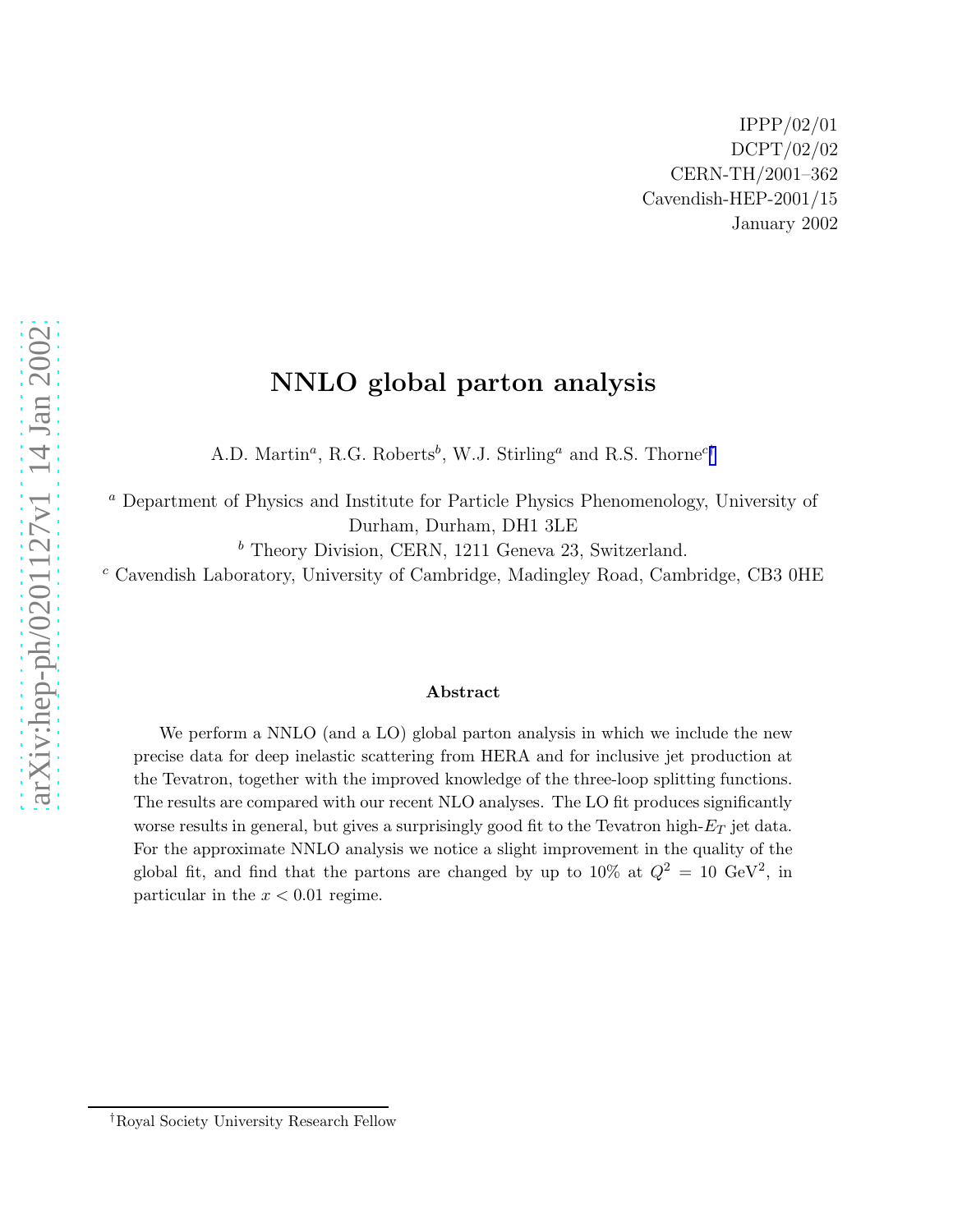IPPP/02/01
DCPT/02/02
CERN-TH/2001–362
Cavendish-HEP-2001/15
January 2002

# NNLO global parton analysis

A.D. Martin[a], R.G. Roberts[b], W.J. Stirling[a] and R.S. Thorne[c†]

[a] Department of Physics and Institute for Particle Physics Phenomenology, University of Durham, Durham, DH1 3LE

[b] Theory Division, CERN, 1211 Geneva 23, Switzerland.

[c] Cavendish Laboratory, University of Cambridge, Madingley Road, Cambridge, CB3 0HE

### Abstract

We perform a NNLO (and a LO) global parton analysis in which we include the new precise data for deep inelastic scattering from HERA and for inclusive jet production at the Tevatron, together with the improved knowledge of the three-loop splitting functions. The results are compared with our recent NLO analyses. The LO fit produces significantly worse results in general, but gives a surprisingly good fit to the Tevatron high-$E_T$ jet data. For the approximate NNLO analysis we notice a slight improvement in the quality of the global fit, and find that the partons are changed by up to 10% at $Q^2 = 10$ GeV$^2$, in particular in the $x < 0.01$ regime.

[†] Royal Society University Research Fellow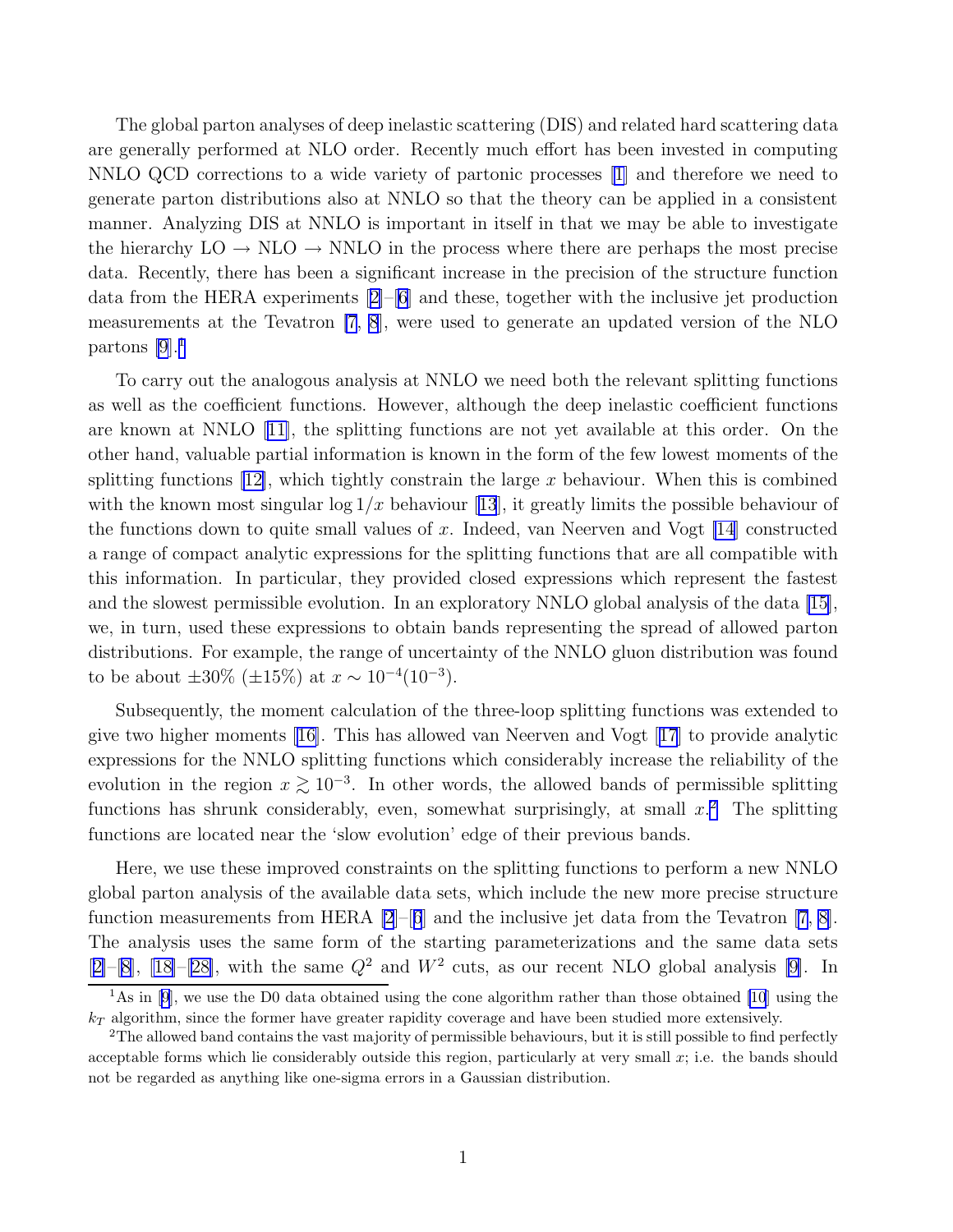The global parton analyses of deep inelastic scattering (DIS) and related hard scattering data are generally performed at NLO order. Recently much effort has been invested in computing NNLO QCD corrections to a wide variety of partonic processes [1] and therefore we need to generate parton distributions also at NNLO so that the theory can be applied in a consistent manner. Analyzing DIS at NNLO is important in itself in that we may be able to investigate the hierarchy LO → NLO → NNLO in the process where there are perhaps the most precise data. Recently, there has been a significant increase in the precision of the structure function data from the HERA experiments [2]–[6] and these, together with the inclusive jet production measurements at the Tevatron [7, 8], were used to generate an updated version of the NLO partons [9].[1]

To carry out the analogous analysis at NNLO we need both the relevant splitting functions as well as the coefficient functions. However, although the deep inelastic coefficient functions are known at NNLO [11], the splitting functions are not yet available at this order. On the other hand, valuable partial information is known in the form of the few lowest moments of the splitting functions [12], which tightly constrain the large $x$ behaviour. When this is combined with the known most singular $\log 1/x$ behaviour [13], it greatly limits the possible behaviour of the functions down to quite small values of $x$. Indeed, van Neerven and Vogt [14] constructed a range of compact analytic expressions for the splitting functions that are all compatible with this information. In particular, they provided closed expressions which represent the fastest and the slowest permissible evolution. In an exploratory NNLO global analysis of the data [15], we, in turn, used these expressions to obtain bands representing the spread of allowed parton distributions. For example, the range of uncertainty of the NNLO gluon distribution was found to be about $\pm 30\%$ ($\pm 15\%$) at $x \sim 10^{-4} (10^{-3})$.

Subsequently, the moment calculation of the three-loop splitting functions was extended to give two higher moments [16]. This has allowed van Neerven and Vogt [17] to provide analytic expressions for the NNLO splitting functions which considerably increase the reliability of the evolution in the region $x \gtrsim 10^{-3}$. In other words, the allowed bands of permissible splitting functions has shrunk considerably, even, somewhat surprisingly, at small $x$.[2] The splitting functions are located near the 'slow evolution' edge of their previous bands.

Here, we use these improved constraints on the splitting functions to perform a new NNLO global parton analysis of the available data sets, which include the new more precise structure function measurements from HERA [2]–[6] and the inclusive jet data from the Tevatron [7, 8]. The analysis uses the same form of the starting parameterizations and the same data sets [2]–[8], [18]–[28], with the same $Q^2$ and $W^2$ cuts, as our recent NLO global analysis [9]. In

[1] As in [9], we use the D0 data obtained using the cone algorithm rather than those obtained [10] using the $k_T$ algorithm, since the former have greater rapidity coverage and have been studied more extensively.

[2] The allowed band contains the vast majority of permissible behaviours, but it is still possible to find perfectly acceptable forms which lie considerably outside this region, particularly at very small $x$; i.e. the bands should not be regarded as anything like one-sigma errors in a Gaussian distribution.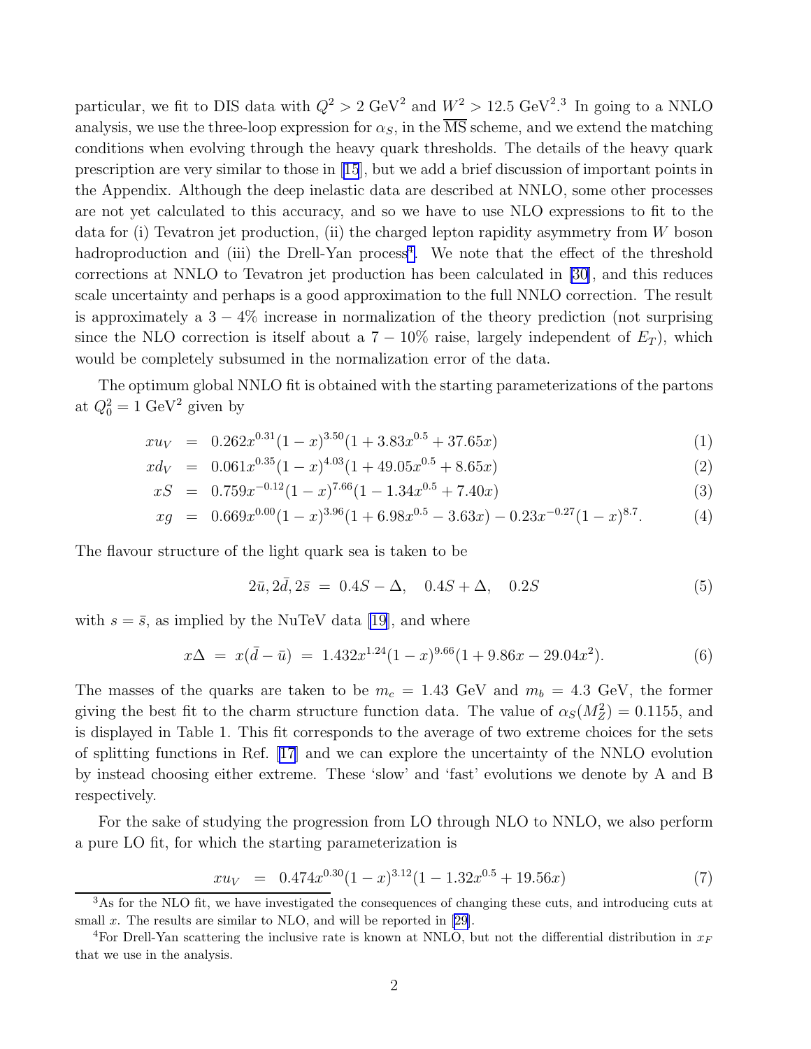particular, we fit to DIS data with $Q^2 > 2$ GeV$^2$ and $W^2 > 12.5$ GeV$^2$.[3] In going to a NNLO analysis, we use the three-loop expression for $\alpha_S$, in the $\overline{\rm MS}$ scheme, and we extend the matching conditions when evolving through the heavy quark thresholds. The details of the heavy quark prescription are very similar to those in [15], but we add a brief discussion of important points in the Appendix. Although the deep inelastic data are described at NNLO, some other processes are not yet calculated to this accuracy, and so we have to use NLO expressions to fit to the data for (i) Tevatron jet production, (ii) the charged lepton rapidity asymmetry from $W$ boson hadroproduction and (iii) the Drell-Yan process[4]. We note that the effect of the threshold corrections at NNLO to Tevatron jet production has been calculated in [30], and this reduces scale uncertainty and perhaps is a good approximation to the full NNLO correction. The result is approximately a $3-4\%$ increase in normalization of the theory prediction (not surprising since the NLO correction is itself about a $7-10\%$ raise, largely independent of $E_T$), which would be completely subsumed in the normalization error of the data.

The optimum global NNLO fit is obtained with the starting parameterizations of the partons at $Q_0^2 = 1$ GeV$^2$ given by

$$xu_V = 0.262x^{0.31}(1-x)^{3.50}(1+3.83x^{0.5}+37.65x) \quad (1)$$

$$xd_V = 0.061x^{0.35}(1-x)^{4.03}(1+49.05x^{0.5}+8.65x) \quad (2)$$

$$xS = 0.759x^{-0.12}(1-x)^{7.66}(1-1.34x^{0.5}+7.40x) \quad (3)$$

$$xg = 0.669x^{0.00}(1-x)^{3.96}(1+6.98x^{0.5}-3.63x) - 0.23x^{-0.27}(1-x)^{8.7}. \quad (4)$$

The flavour structure of the light quark sea is taken to be

$$2\bar{u}, 2\bar{d}, 2\bar{s} \;=\; 0.4S - \Delta, \quad 0.4S + \Delta, \quad 0.2S \quad (5)$$

with $s = \bar{s}$, as implied by the NuTeV data [19], and where

$$x\Delta \;=\; x(\bar{d} - \bar{u}) \;=\; 1.432x^{1.24}(1-x)^{9.66}(1+9.86x-29.04x^2). \quad (6)$$

The masses of the quarks are taken to be $m_c = 1.43$ GeV and $m_b = 4.3$ GeV, the former giving the best fit to the charm structure function data. The value of $\alpha_S(M_Z^2) = 0.1155$, and is displayed in Table 1. This fit corresponds to the average of two extreme choices for the sets of splitting functions in Ref. [17] and we can explore the uncertainty of the NNLO evolution by instead choosing either extreme. These 'slow' and 'fast' evolutions we denote by A and B respectively.

For the sake of studying the progression from LO through NLO to NNLO, we also perform a pure LO fit, for which the starting parameterization is

$$xu_V = 0.474x^{0.30}(1-x)^{3.12}(1-1.32x^{0.5}+19.56x) \quad (7)$$

[3] As for the NLO fit, we have investigated the consequences of changing these cuts, and introducing cuts at small $x$. The results are similar to NLO, and will be reported in [29].

[4] For Drell-Yan scattering the inclusive rate is known at NNLO, but not the differential distribution in $x_F$ that we use in the analysis.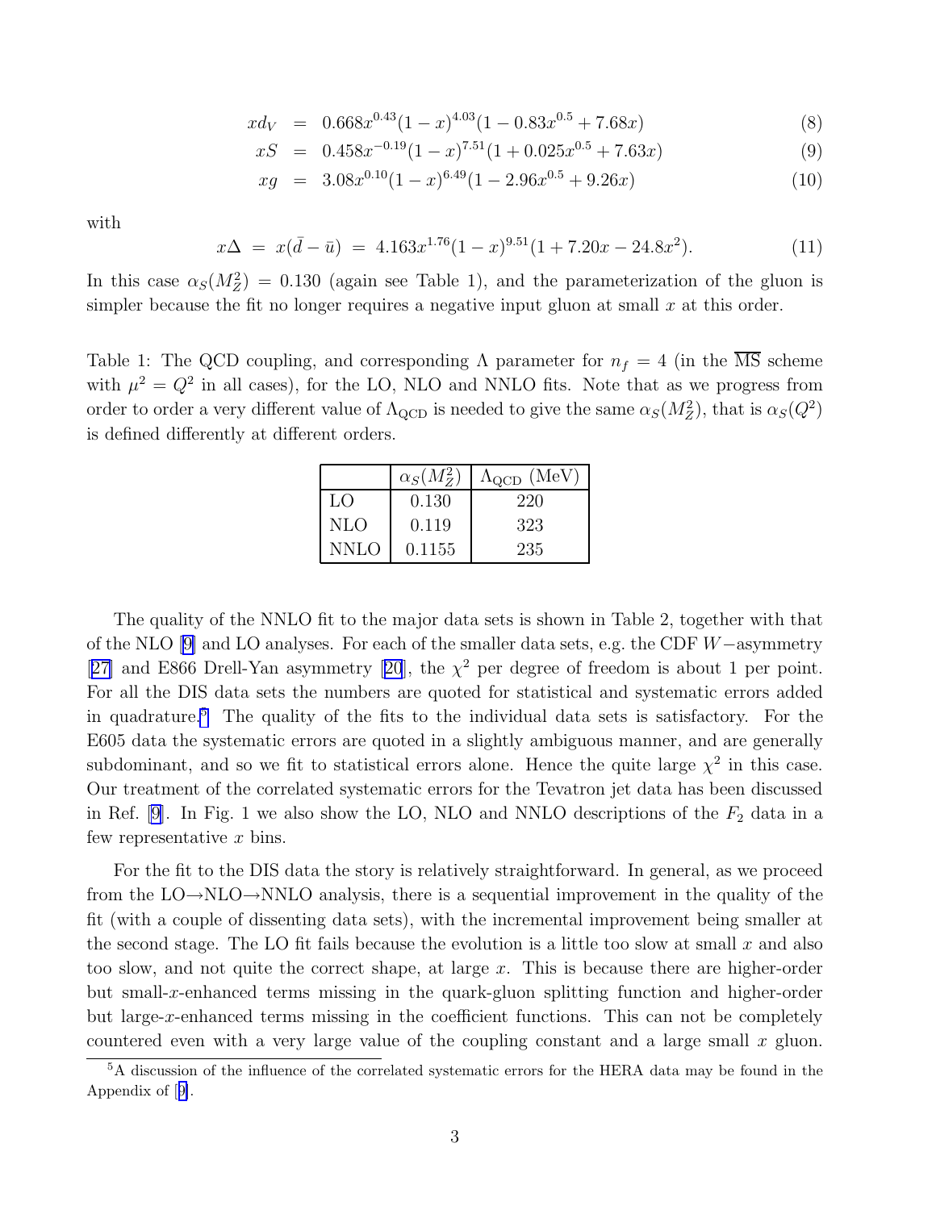$$xd_V = 0.668x^{0.43}(1-x)^{4.03}(1 - 0.83x^{0.5} + 7.68x) \tag{8}$$

$$xS = 0.458x^{-0.19}(1-x)^{7.51}(1 + 0.025x^{0.5} + 7.63x) \tag{9}$$

$$xg = 3.08x^{0.10}(1-x)^{6.49}(1 - 2.96x^{0.5} + 9.26x) \tag{10}$$

with

$$x\Delta = x(\bar{d} - \bar{u}) = 4.163x^{1.76}(1-x)^{9.51}(1 + 7.20x - 24.8x^2). \tag{11}$$

In this case $\alpha_S(M_Z^2) = 0.130$ (again see Table 1), and the parameterization of the gluon is simpler because the fit no longer requires a negative input gluon at small $x$ at this order.

Table 1: The QCD coupling, and corresponding $\Lambda$ parameter for $n_f = 4$ (in the $\overline{\rm MS}$ scheme with $\mu^2 = Q^2$ in all cases), for the LO, NLO and NNLO fits. Note that as we progress from order to order a very different value of $\Lambda_{\rm QCD}$ is needed to give the same $\alpha_S(M_Z^2)$, that is $\alpha_S(Q^2)$ is defined differently at different orders.

| | $\alpha_S(M_Z^2)$ | $\Lambda_{\rm QCD}$ (MeV) |
|---|---|---|
| LO | 0.130 | 220 |
| NLO | 0.119 | 323 |
| NNLO | 0.1155 | 235 |

The quality of the NNLO fit to the major data sets is shown in Table 2, together with that of the NLO [9] and LO analyses. For each of the smaller data sets, e.g. the CDF $W-$asymmetry [27] and E866 Drell-Yan asymmetry [20], the $\chi^2$ per degree of freedom is about 1 per point. For all the DIS data sets the numbers are quoted for statistical and systematic errors added in quadrature.[5] The quality of the fits to the individual data sets is satisfactory. For the E605 data the systematic errors are quoted in a slightly ambiguous manner, and are generally subdominant, and so we fit to statistical errors alone. Hence the quite large $\chi^2$ in this case. Our treatment of the correlated systematic errors for the Tevatron jet data has been discussed in Ref. [9]. In Fig. 1 we also show the LO, NLO and NNLO descriptions of the $F_2$ data in a few representative $x$ bins.

For the fit to the DIS data the story is relatively straightforward. In general, as we proceed from the LO→NLO→NNLO analysis, there is a sequential improvement in the quality of the fit (with a couple of dissenting data sets), with the incremental improvement being smaller at the second stage. The LO fit fails because the evolution is a little too slow at small $x$ and also too slow, and not quite the correct shape, at large $x$. This is because there are higher-order but small-$x$-enhanced terms missing in the quark-gluon splitting function and higher-order but large-$x$-enhanced terms missing in the coefficient functions. This can not be completely countered even with a very large value of the coupling constant and a large small $x$ gluon.

[5] A discussion of the influence of the correlated systematic errors for the HERA data may be found in the Appendix of [9].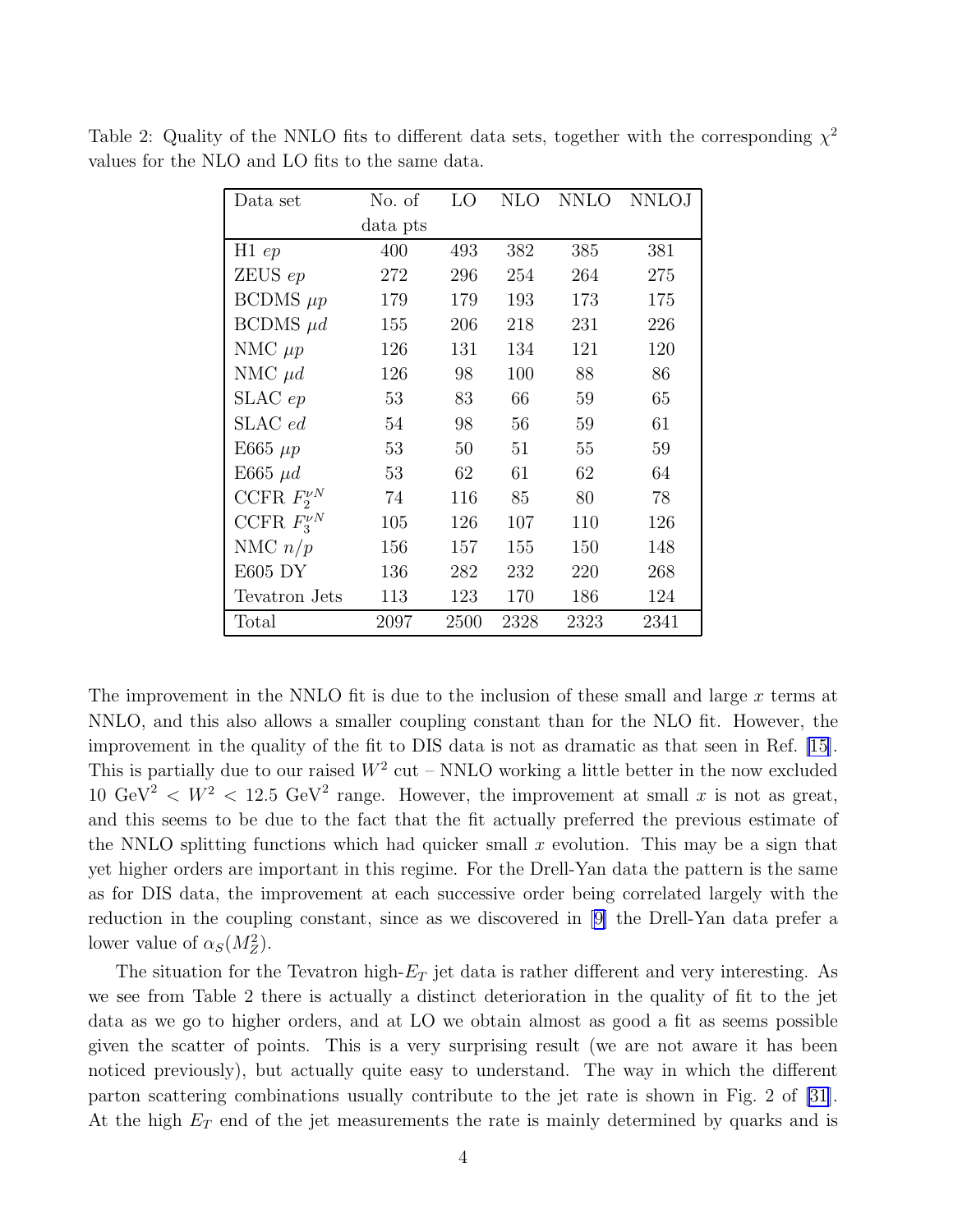Table 2: Quality of the NNLO fits to different data sets, together with the corresponding $\chi^2$ values for the NLO and LO fits to the same data.

| Data set | No. of data pts | LO | NLO | NNLO | NNLOJ |
|---|---|---|---|---|---|
| H1 $ep$ | 400 | 493 | 382 | 385 | 381 |
| ZEUS $ep$ | 272 | 296 | 254 | 264 | 275 |
| BCDMS $\mu p$ | 179 | 179 | 193 | 173 | 175 |
| BCDMS $\mu d$ | 155 | 206 | 218 | 231 | 226 |
| NMC $\mu p$ | 126 | 131 | 134 | 121 | 120 |
| NMC $\mu d$ | 126 | 98 | 100 | 88 | 86 |
| SLAC $ep$ | 53 | 83 | 66 | 59 | 65 |
| SLAC $ed$ | 54 | 98 | 56 | 59 | 61 |
| E665 $\mu p$ | 53 | 50 | 51 | 55 | 59 |
| E665 $\mu d$ | 53 | 62 | 61 | 62 | 64 |
| CCFR $F_2^{\nu N}$ | 74 | 116 | 85 | 80 | 78 |
| CCFR $F_3^{\nu N}$ | 105 | 126 | 107 | 110 | 126 |
| NMC $n/p$ | 156 | 157 | 155 | 150 | 148 |
| E605 DY | 136 | 282 | 232 | 220 | 268 |
| Tevatron Jets | 113 | 123 | 170 | 186 | 124 |
| Total | 2097 | 2500 | 2328 | 2323 | 2341 |

The improvement in the NNLO fit is due to the inclusion of these small and large $x$ terms at NNLO, and this also allows a smaller coupling constant than for the NLO fit. However, the improvement in the quality of the fit to DIS data is not as dramatic as that seen in Ref. [15]. This is partially due to our raised $W^2$ cut – NNLO working a little better in the now excluded $10\ \mathrm{GeV}^2 < W^2 < 12.5\ \mathrm{GeV}^2$ range. However, the improvement at small $x$ is not as great, and this seems to be due to the fact that the fit actually preferred the previous estimate of the NNLO splitting functions which had quicker small $x$ evolution. This may be a sign that yet higher orders are important in this regime. For the Drell-Yan data the pattern is the same as for DIS data, the improvement at each successive order being correlated largely with the reduction in the coupling constant, since as we discovered in [9] the Drell-Yan data prefer a lower value of $\alpha_S(M_Z^2)$.

The situation for the Tevatron high-$E_T$ jet data is rather different and very interesting. As we see from Table 2 there is actually a distinct deterioration in the quality of fit to the jet data as we go to higher orders, and at LO we obtain almost as good a fit as seems possible given the scatter of points. This is a very surprising result (we are not aware it has been noticed previously), but actually quite easy to understand. The way in which the different parton scattering combinations usually contribute to the jet rate is shown in Fig. 2 of [31]. At the high $E_T$ end of the jet measurements the rate is mainly determined by quarks and is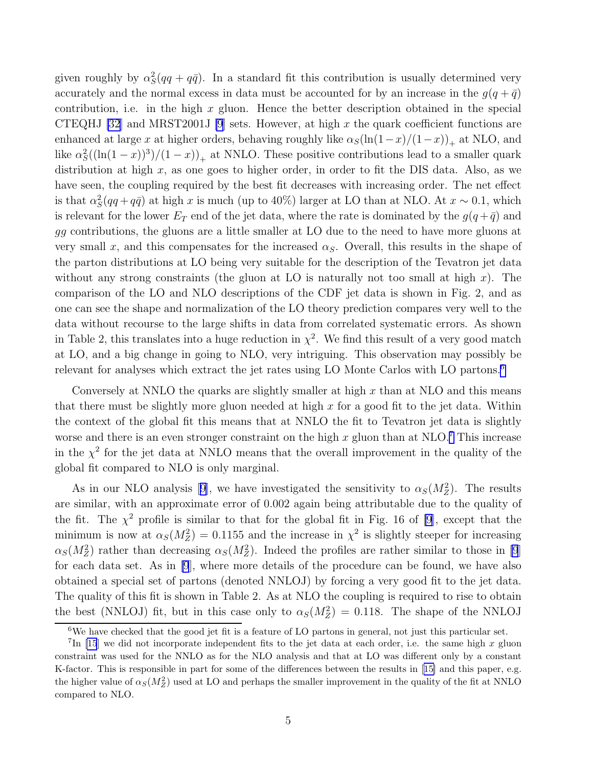given roughly by $\alpha_S^2(qq + q\bar{q})$. In a standard fit this contribution is usually determined very accurately and the normal excess in data must be accounted for by an increase in the $g(q + \bar{q})$ contribution, i.e. in the high $x$ gluon. Hence the better description obtained in the special CTEQHJ [32] and MRST2001J [9] sets. However, at high $x$ the quark coefficient functions are enhanced at large $x$ at higher orders, behaving roughly like $\alpha_S(\ln(1-x)/(1-x))_+$ at NLO, and like $\alpha_S^2((\ln(1-x))^3)/(1-x))_+$ at NNLO. These positive contributions lead to a smaller quark distribution at high $x$, as one goes to higher order, in order to fit the DIS data. Also, as we have seen, the coupling required by the best fit decreases with increasing order. The net effect is that $\alpha_S^2(qq+q\bar{q})$ at high $x$ is much (up to 40%) larger at LO than at NLO. At $x \sim 0.1$, which is relevant for the lower $E_T$ end of the jet data, where the rate is dominated by the $g(q+\bar{q})$ and $gg$ contributions, the gluons are a little smaller at LO due to the need to have more gluons at very small $x$, and this compensates for the increased $\alpha_S$. Overall, this results in the shape of the parton distributions at LO being very suitable for the description of the Tevatron jet data without any strong constraints (the gluon at LO is naturally not too small at high $x$). The comparison of the LO and NLO descriptions of the CDF jet data is shown in Fig. 2, and as one can see the shape and normalization of the LO theory prediction compares very well to the data without recourse to the large shifts in data from correlated systematic errors. As shown in Table 2, this translates into a huge reduction in $\chi^2$. We find this result of a very good match at LO, and a big change in going to NLO, very intriguing. This observation may possibly be relevant for analyses which extract the jet rates using LO Monte Carlos with LO partons.[6]

Conversely at NNLO the quarks are slightly smaller at high $x$ than at NLO and this means that there must be slightly more gluon needed at high $x$ for a good fit to the jet data. Within the context of the global fit this means that at NNLO the fit to Tevatron jet data is slightly worse and there is an even stronger constraint on the high $x$ gluon than at NLO.[7] This increase in the $\chi^2$ for the jet data at NNLO means that the overall improvement in the quality of the global fit compared to NLO is only marginal.

As in our NLO analysis [9], we have investigated the sensitivity to $\alpha_S(M_Z^2)$. The results are similar, with an approximate error of 0.002 again being attributable due to the quality of the fit. The $\chi^2$ profile is similar to that for the global fit in Fig. 16 of [9], except that the minimum is now at $\alpha_S(M_Z^2) = 0.1155$ and the increase in $\chi^2$ is slightly steeper for increasing $\alpha_S(M_Z^2)$ rather than decreasing $\alpha_S(M_Z^2)$. Indeed the profiles are rather similar to those in [9] for each data set. As in [9], where more details of the procedure can be found, we have also obtained a special set of partons (denoted NNLOJ) by forcing a very good fit to the jet data. The quality of this fit is shown in Table 2. As at NLO the coupling is required to rise to obtain the best (NNLOJ) fit, but in this case only to $\alpha_S(M_Z^2) = 0.118$. The shape of the NNLOJ

[6] We have checked that the good jet fit is a feature of LO partons in general, not just this particular set.

[7] In [15] we did not incorporate independent fits to the jet data at each order, i.e. the same high $x$ gluon constraint was used for the NNLO as for the NLO analysis and that at LO was different only by a constant K-factor. This is responsible in part for some of the differences between the results in [15] and this paper, e.g. the higher value of $\alpha_S(M_Z^2)$ used at LO and perhaps the smaller improvement in the quality of the fit at NNLO compared to NLO.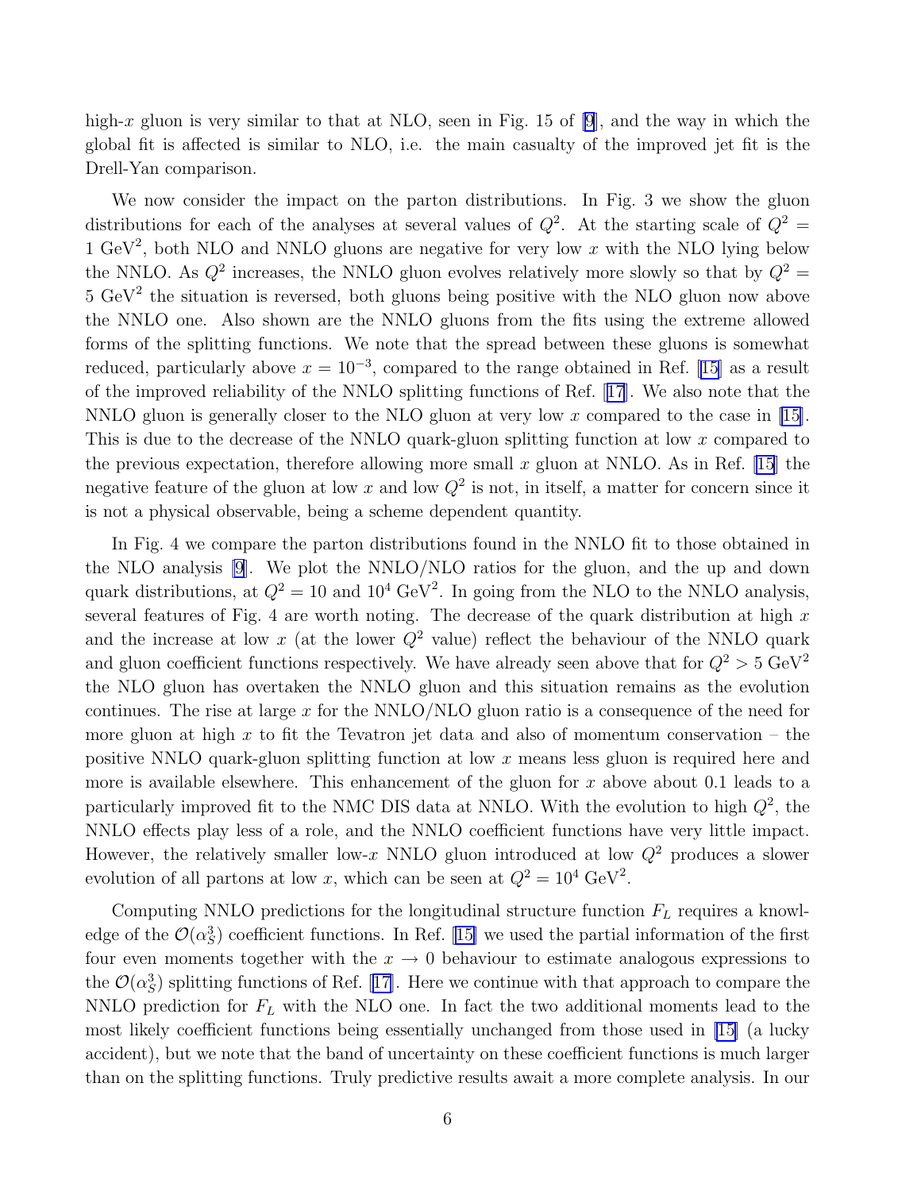high-$x$ gluon is very similar to that at NLO, seen in Fig. 15 of [9], and the way in which the global fit is affected is similar to NLO, i.e. the main casualty of the improved jet fit is the Drell-Yan comparison.

We now consider the impact on the parton distributions. In Fig. 3 we show the gluon distributions for each of the analyses at several values of $Q^2$. At the starting scale of $Q^2 = 1$ GeV$^2$, both NLO and NNLO gluons are negative for very low $x$ with the NLO lying below the NNLO. As $Q^2$ increases, the NNLO gluon evolves relatively more slowly so that by $Q^2 = 5$ GeV$^2$ the situation is reversed, both gluons being positive with the NLO gluon now above the NNLO one. Also shown are the NNLO gluons from the fits using the extreme allowed forms of the splitting functions. We note that the spread between these gluons is somewhat reduced, particularly above $x = 10^{-3}$, compared to the range obtained in Ref. [15] as a result of the improved reliability of the NNLO splitting functions of Ref. [17]. We also note that the NNLO gluon is generally closer to the NLO gluon at very low $x$ compared to the case in [15]. This is due to the decrease of the NNLO quark-gluon splitting function at low $x$ compared to the previous expectation, therefore allowing more small $x$ gluon at NNLO. As in Ref. [15] the negative feature of the gluon at low $x$ and low $Q^2$ is not, in itself, a matter for concern since it is not a physical observable, being a scheme dependent quantity.

In Fig. 4 we compare the parton distributions found in the NNLO fit to those obtained in the NLO analysis [9]. We plot the NNLO/NLO ratios for the gluon, and the up and down quark distributions, at $Q^2 = 10$ and $10^4$ GeV$^2$. In going from the NLO to the NNLO analysis, several features of Fig. 4 are worth noting. The decrease of the quark distribution at high $x$ and the increase at low $x$ (at the lower $Q^2$ value) reflect the behaviour of the NNLO quark and gluon coefficient functions respectively. We have already seen above that for $Q^2 > 5$ GeV$^2$ the NLO gluon has overtaken the NNLO gluon and this situation remains as the evolution continues. The rise at large $x$ for the NNLO/NLO gluon ratio is a consequence of the need for more gluon at high $x$ to fit the Tevatron jet data and also of momentum conservation – the positive NNLO quark-gluon splitting function at low $x$ means less gluon is required here and more is available elsewhere. This enhancement of the gluon for $x$ above about 0.1 leads to a particularly improved fit to the NMC DIS data at NNLO. With the evolution to high $Q^2$, the NNLO effects play less of a role, and the NNLO coefficient functions have very little impact. However, the relatively smaller low-$x$ NNLO gluon introduced at low $Q^2$ produces a slower evolution of all partons at low $x$, which can be seen at $Q^2 = 10^4$ GeV$^2$.

Computing NNLO predictions for the longitudinal structure function $F_L$ requires a knowledge of the $\mathcal{O}(\alpha_S^3)$ coefficient functions. In Ref. [15] we used the partial information of the first four even moments together with the $x \to 0$ behaviour to estimate analogous expressions to the $\mathcal{O}(\alpha_S^3)$ splitting functions of Ref. [17]. Here we continue with that approach to compare the NNLO prediction for $F_L$ with the NLO one. In fact the two additional moments lead to the most likely coefficient functions being essentially unchanged from those used in [15] (a lucky accident), but we note that the band of uncertainty on these coefficient functions is much larger than on the splitting functions. Truly predictive results await a more complete analysis. In our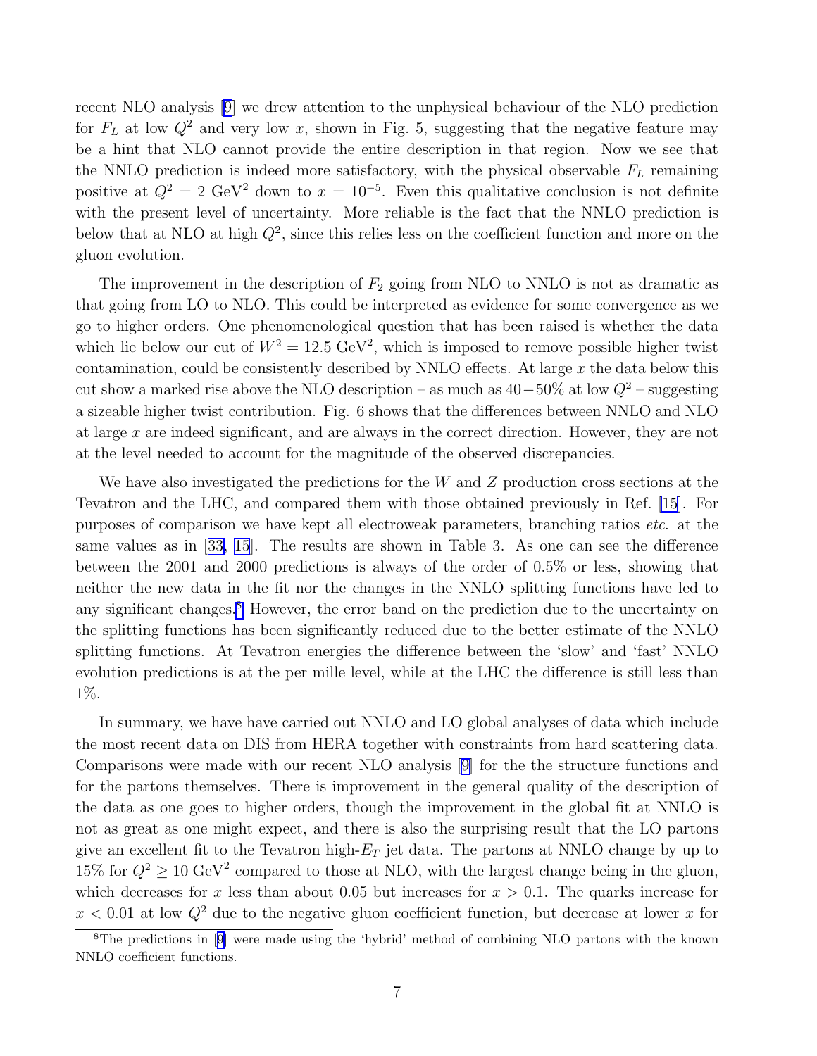recent NLO analysis [9] we drew attention to the unphysical behaviour of the NLO prediction for $F_L$ at low $Q^2$ and very low $x$, shown in Fig. 5, suggesting that the negative feature may be a hint that NLO cannot provide the entire description in that region. Now we see that the NNLO prediction is indeed more satisfactory, with the physical observable $F_L$ remaining positive at $Q^2 = 2$ GeV$^2$ down to $x = 10^{-5}$. Even this qualitative conclusion is not definite with the present level of uncertainty. More reliable is the fact that the NNLO prediction is below that at NLO at high $Q^2$, since this relies less on the coefficient function and more on the gluon evolution.

The improvement in the description of $F_2$ going from NLO to NNLO is not as dramatic as that going from LO to NLO. This could be interpreted as evidence for some convergence as we go to higher orders. One phenomenological question that has been raised is whether the data which lie below our cut of $W^2 = 12.5$ GeV$^2$, which is imposed to remove possible higher twist contamination, could be consistently described by NNLO effects. At large $x$ the data below this cut show a marked rise above the NLO description – as much as $40-50\%$ at low $Q^2$ – suggesting a sizeable higher twist contribution. Fig. 6 shows that the differences between NNLO and NLO at large $x$ are indeed significant, and are always in the correct direction. However, they are not at the level needed to account for the magnitude of the observed discrepancies.

We have also investigated the predictions for the $W$ and $Z$ production cross sections at the Tevatron and the LHC, and compared them with those obtained previously in Ref. [15]. For purposes of comparison we have kept all electroweak parameters, branching ratios *etc.* at the same values as in [33, 15]. The results are shown in Table 3. As one can see the difference between the 2001 and 2000 predictions is always of the order of 0.5% or less, showing that neither the new data in the fit nor the changes in the NNLO splitting functions have led to any significant changes.[8] However, the error band on the prediction due to the uncertainty on the splitting functions has been significantly reduced due to the better estimate of the NNLO splitting functions. At Tevatron energies the difference between the 'slow' and 'fast' NNLO evolution predictions is at the per mille level, while at the LHC the difference is still less than 1%.

In summary, we have have carried out NNLO and LO global analyses of data which include the most recent data on DIS from HERA together with constraints from hard scattering data. Comparisons were made with our recent NLO analysis [9] for the the structure functions and for the partons themselves. There is improvement in the general quality of the description of the data as one goes to higher orders, though the improvement in the global fit at NNLO is not as great as one might expect, and there is also the surprising result that the LO partons give an excellent fit to the Tevatron high-$E_T$ jet data. The partons at NNLO change by up to 15% for $Q^2 \geq 10$ GeV$^2$ compared to those at NLO, with the largest change being in the gluon, which decreases for $x$ less than about 0.05 but increases for $x > 0.1$. The quarks increase for $x < 0.01$ at low $Q^2$ due to the negative gluon coefficient function, but decrease at lower $x$ for

[8] The predictions in [9] were made using the 'hybrid' method of combining NLO partons with the known NNLO coefficient functions.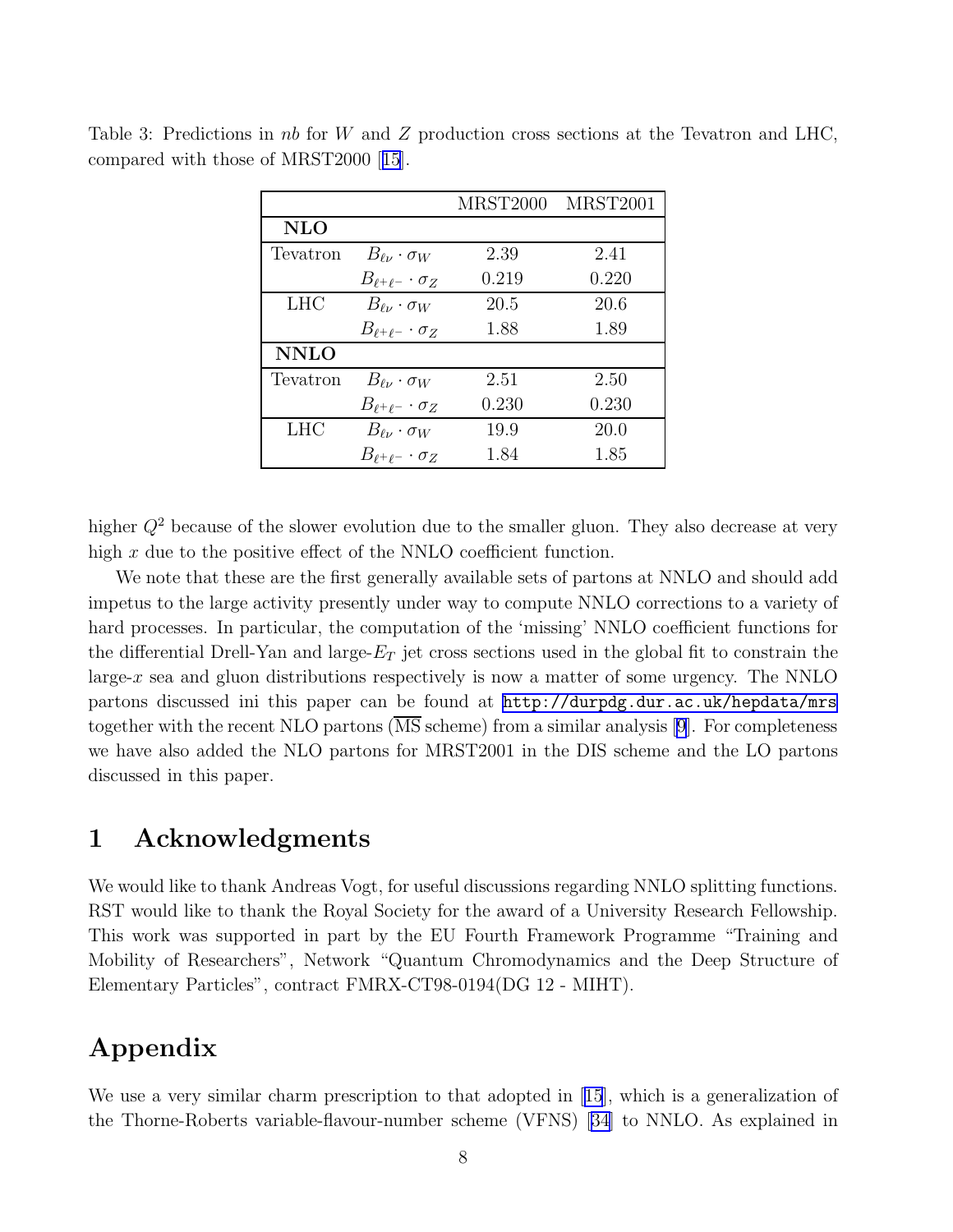Table 3: Predictions in $nb$ for $W$ and $Z$ production cross sections at the Tevatron and LHC, compared with those of MRST2000 [15].

| | | MRST2000 | MRST2001 |
|---|---|---|---|
| **NLO** | | | |
| Tevatron | $B_{\ell\nu} \cdot \sigma_W$ | 2.39 | 2.41 |
| | $B_{\ell^+\ell^-} \cdot \sigma_Z$ | 0.219 | 0.220 |
| LHC | $B_{\ell\nu} \cdot \sigma_W$ | 20.5 | 20.6 |
| | $B_{\ell^+\ell^-} \cdot \sigma_Z$ | 1.88 | 1.89 |
| **NNLO** | | | |
| Tevatron | $B_{\ell\nu} \cdot \sigma_W$ | 2.51 | 2.50 |
| | $B_{\ell^+\ell^-} \cdot \sigma_Z$ | 0.230 | 0.230 |
| LHC | $B_{\ell\nu} \cdot \sigma_W$ | 19.9 | 20.0 |
| | $B_{\ell^+\ell^-} \cdot \sigma_Z$ | 1.84 | 1.85 |

higher $Q^2$ because of the slower evolution due to the smaller gluon. They also decrease at very high $x$ due to the positive effect of the NNLO coefficient function.

We note that these are the first generally available sets of partons at NNLO and should add impetus to the large activity presently under way to compute NNLO corrections to a variety of hard processes. In particular, the computation of the 'missing' NNLO coefficient functions for the differential Drell-Yan and large-$E_T$ jet cross sections used in the global fit to constrain the large-$x$ sea and gluon distributions respectively is now a matter of some urgency. The NNLO partons discussed ini this paper can be found at http://durpdg.dur.ac.uk/hepdata/mrs together with the recent NLO partons ($\overline{\text{MS}}$ scheme) from a similar analysis [9]. For completeness we have also added the NLO partons for MRST2001 in the DIS scheme and the LO partons discussed in this paper.

# 1 Acknowledgments

We would like to thank Andreas Vogt, for useful discussions regarding NNLO splitting functions. RST would like to thank the Royal Society for the award of a University Research Fellowship. This work was supported in part by the EU Fourth Framework Programme "Training and Mobility of Researchers", Network "Quantum Chromodynamics and the Deep Structure of Elementary Particles", contract FMRX-CT98-0194(DG 12 - MIHT).

# Appendix

We use a very similar charm prescription to that adopted in [15], which is a generalization of the Thorne-Roberts variable-flavour-number scheme (VFNS) [34] to NNLO. As explained in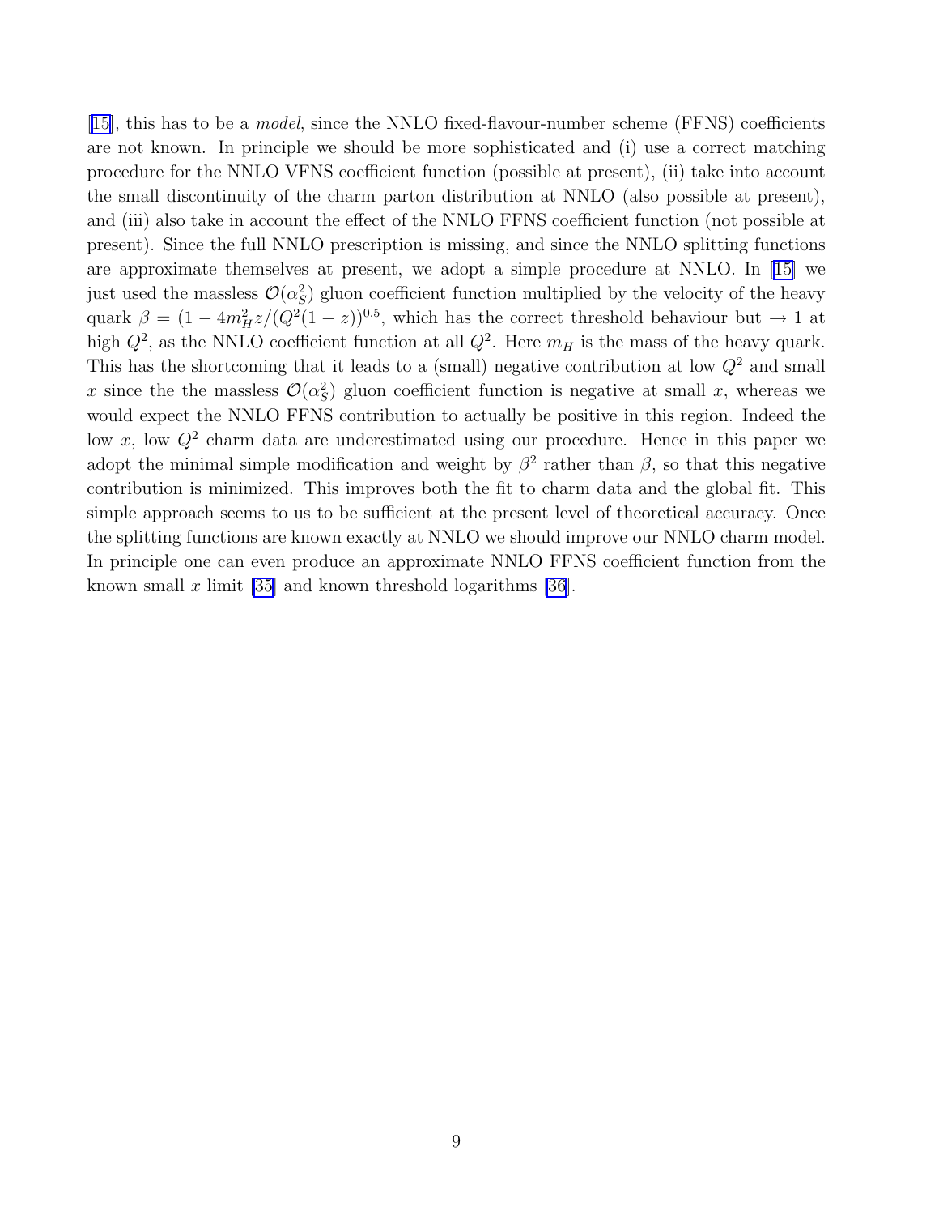[15], this has to be a *model*, since the NNLO fixed-flavour-number scheme (FFNS) coefficients are not known. In principle we should be more sophisticated and (i) use a correct matching procedure for the NNLO VFNS coefficient function (possible at present), (ii) take into account the small discontinuity of the charm parton distribution at NNLO (also possible at present), and (iii) also take in account the effect of the NNLO FFNS coefficient function (not possible at present). Since the full NNLO prescription is missing, and since the NNLO splitting functions are approximate themselves at present, we adopt a simple procedure at NNLO. In [15] we just used the massless $\mathcal{O}(\alpha_S^2)$ gluon coefficient function multiplied by the velocity of the heavy quark $\beta = (1 - 4m_H^2 z/(Q^2(1-z))^{0.5}$, which has the correct threshold behaviour but $\to 1$ at high $Q^2$, as the NNLO coefficient function at all $Q^2$. Here $m_H$ is the mass of the heavy quark. This has the shortcoming that it leads to a (small) negative contribution at low $Q^2$ and small $x$ since the the massless $\mathcal{O}(\alpha_S^2)$ gluon coefficient function is negative at small $x$, whereas we would expect the NNLO FFNS contribution to actually be positive in this region. Indeed the low $x$, low $Q^2$ charm data are underestimated using our procedure. Hence in this paper we adopt the minimal simple modification and weight by $\beta^2$ rather than $\beta$, so that this negative contribution is minimized. This improves both the fit to charm data and the global fit. This simple approach seems to us to be sufficient at the present level of theoretical accuracy. Once the splitting functions are known exactly at NNLO we should improve our NNLO charm model. In principle one can even produce an approximate NNLO FFNS coefficient function from the known small $x$ limit [35] and known threshold logarithms [36].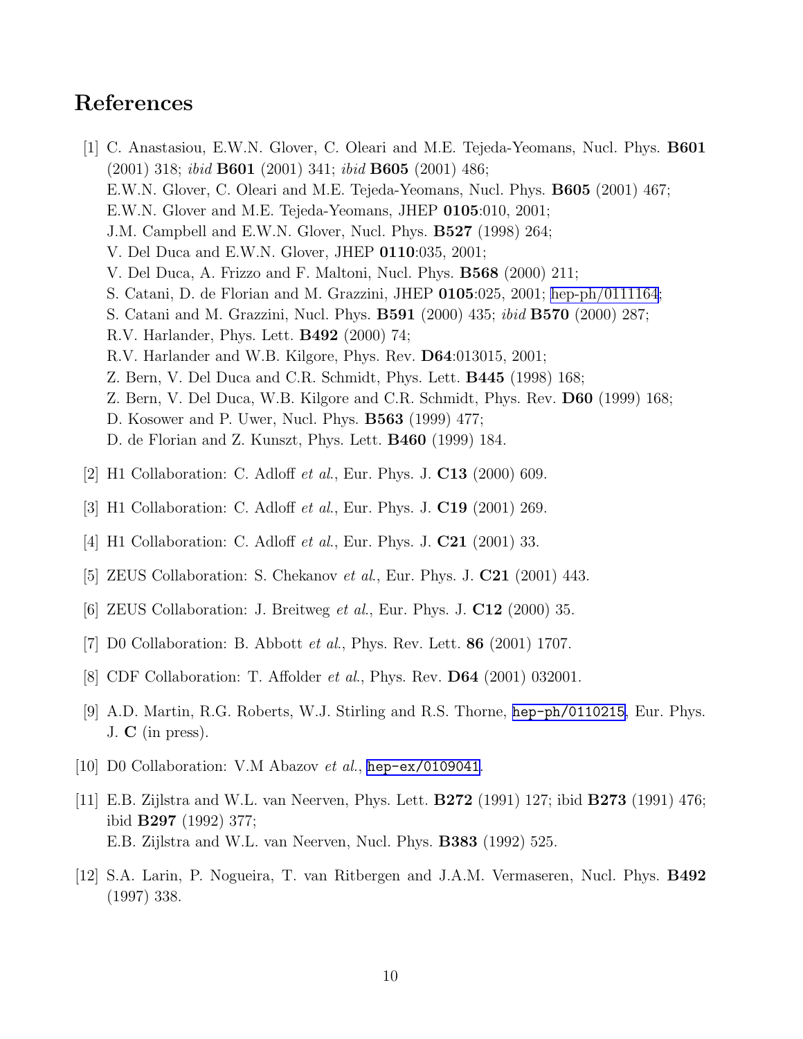# References

[1] C. Anastasiou, E.W.N. Glover, C. Oleari and M.E. Tejeda-Yeomans, Nucl. Phys. **B601** (2001) 318; *ibid* **B601** (2001) 341; *ibid* **B605** (2001) 486;
E.W.N. Glover, C. Oleari and M.E. Tejeda-Yeomans, Nucl. Phys. **B605** (2001) 467;
E.W.N. Glover and M.E. Tejeda-Yeomans, JHEP **0105**:010, 2001;
J.M. Campbell and E.W.N. Glover, Nucl. Phys. **B527** (1998) 264;
V. Del Duca and E.W.N. Glover, JHEP **0110**:035, 2001;
V. Del Duca, A. Frizzo and F. Maltoni, Nucl. Phys. **B568** (2000) 211;
S. Catani, D. de Florian and M. Grazzini, JHEP **0105**:025, 2001; hep-ph/0111164;
S. Catani and M. Grazzini, Nucl. Phys. **B591** (2000) 435; *ibid* **B570** (2000) 287;
R.V. Harlander, Phys. Lett. **B492** (2000) 74;
R.V. Harlander and W.B. Kilgore, Phys. Rev. **D64**:013015, 2001;
Z. Bern, V. Del Duca and C.R. Schmidt, Phys. Lett. **B445** (1998) 168;
Z. Bern, V. Del Duca, W.B. Kilgore and C.R. Schmidt, Phys. Rev. **D60** (1999) 168;
D. Kosower and P. Uwer, Nucl. Phys. **B563** (1999) 477;
D. de Florian and Z. Kunszt, Phys. Lett. **B460** (1999) 184.

[2] H1 Collaboration: C. Adloff *et al.*, Eur. Phys. J. **C13** (2000) 609.

[3] H1 Collaboration: C. Adloff *et al.*, Eur. Phys. J. **C19** (2001) 269.

[4] H1 Collaboration: C. Adloff *et al.*, Eur. Phys. J. **C21** (2001) 33.

[5] ZEUS Collaboration: S. Chekanov *et al.*, Eur. Phys. J. **C21** (2001) 443.

[6] ZEUS Collaboration: J. Breitweg *et al.*, Eur. Phys. J. **C12** (2000) 35.

[7] D0 Collaboration: B. Abbott *et al.*, Phys. Rev. Lett. **86** (2001) 1707.

[8] CDF Collaboration: T. Affolder *et al.*, Phys. Rev. **D64** (2001) 032001.

[9] A.D. Martin, R.G. Roberts, W.J. Stirling and R.S. Thorne, `hep-ph/0110215`, Eur. Phys. J. **C** (in press).

[10] D0 Collaboration: V.M Abazov *et al.*, `hep-ex/0109041`.

[11] E.B. Zijlstra and W.L. van Neerven, Phys. Lett. **B272** (1991) 127; ibid **B273** (1991) 476; ibid **B297** (1992) 377;
E.B. Zijlstra and W.L. van Neerven, Nucl. Phys. **B383** (1992) 525.

[12] S.A. Larin, P. Nogueira, T. van Ritbergen and J.A.M. Vermaseren, Nucl. Phys. **B492** (1997) 338.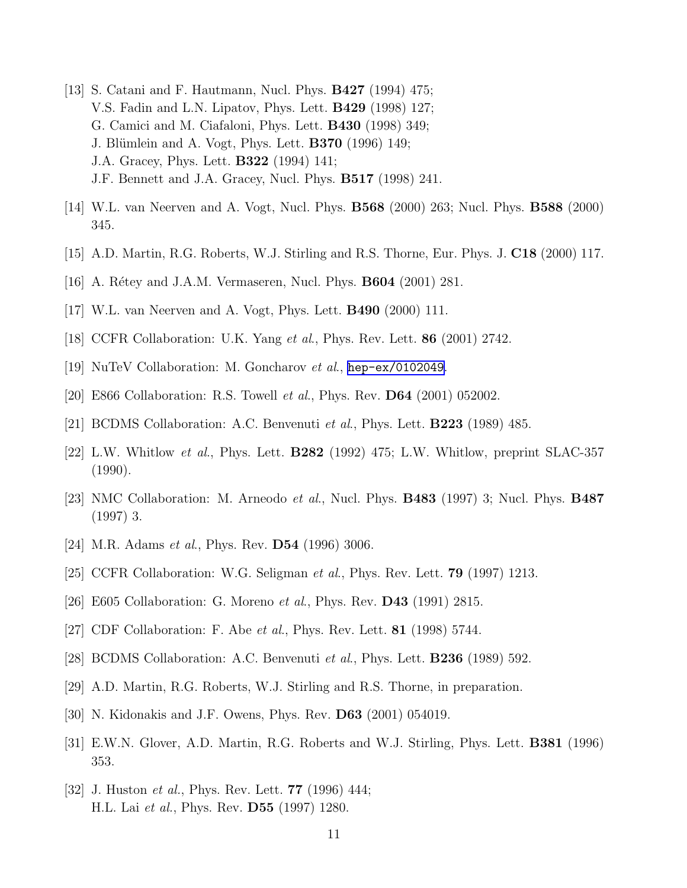[13] S. Catani and F. Hautmann, Nucl. Phys. **B427** (1994) 475;
V.S. Fadin and L.N. Lipatov, Phys. Lett. **B429** (1998) 127;
G. Camici and M. Ciafaloni, Phys. Lett. **B430** (1998) 349;
J. Blümlein and A. Vogt, Phys. Lett. **B370** (1996) 149;
J.A. Gracey, Phys. Lett. **B322** (1994) 141;
J.F. Bennett and J.A. Gracey, Nucl. Phys. **B517** (1998) 241.

[14] W.L. van Neerven and A. Vogt, Nucl. Phys. **B568** (2000) 263; Nucl. Phys. **B588** (2000) 345.

[15] A.D. Martin, R.G. Roberts, W.J. Stirling and R.S. Thorne, Eur. Phys. J. **C18** (2000) 117.

[16] A. Rétey and J.A.M. Vermaseren, Nucl. Phys. **B604** (2001) 281.

[17] W.L. van Neerven and A. Vogt, Phys. Lett. **B490** (2000) 111.

[18] CCFR Collaboration: U.K. Yang *et al.*, Phys. Rev. Lett. **86** (2001) 2742.

[19] NuTeV Collaboration: M. Goncharov *et al.*, hep-ex/0102049.

[20] E866 Collaboration: R.S. Towell *et al.*, Phys. Rev. **D64** (2001) 052002.

[21] BCDMS Collaboration: A.C. Benvenuti *et al.*, Phys. Lett. **B223** (1989) 485.

[22] L.W. Whitlow *et al.*, Phys. Lett. **B282** (1992) 475; L.W. Whitlow, preprint SLAC-357 (1990).

[23] NMC Collaboration: M. Arneodo *et al.*, Nucl. Phys. **B483** (1997) 3; Nucl. Phys. **B487** (1997) 3.

[24] M.R. Adams *et al.*, Phys. Rev. **D54** (1996) 3006.

[25] CCFR Collaboration: W.G. Seligman *et al.*, Phys. Rev. Lett. **79** (1997) 1213.

[26] E605 Collaboration: G. Moreno *et al.*, Phys. Rev. **D43** (1991) 2815.

[27] CDF Collaboration: F. Abe *et al.*, Phys. Rev. Lett. **81** (1998) 5744.

[28] BCDMS Collaboration: A.C. Benvenuti *et al.*, Phys. Lett. **B236** (1989) 592.

[29] A.D. Martin, R.G. Roberts, W.J. Stirling and R.S. Thorne, in preparation.

[30] N. Kidonakis and J.F. Owens, Phys. Rev. **D63** (2001) 054019.

[31] E.W.N. Glover, A.D. Martin, R.G. Roberts and W.J. Stirling, Phys. Lett. **B381** (1996) 353.

[32] J. Huston *et al.*, Phys. Rev. Lett. **77** (1996) 444;
H.L. Lai *et al.*, Phys. Rev. **D55** (1997) 1280.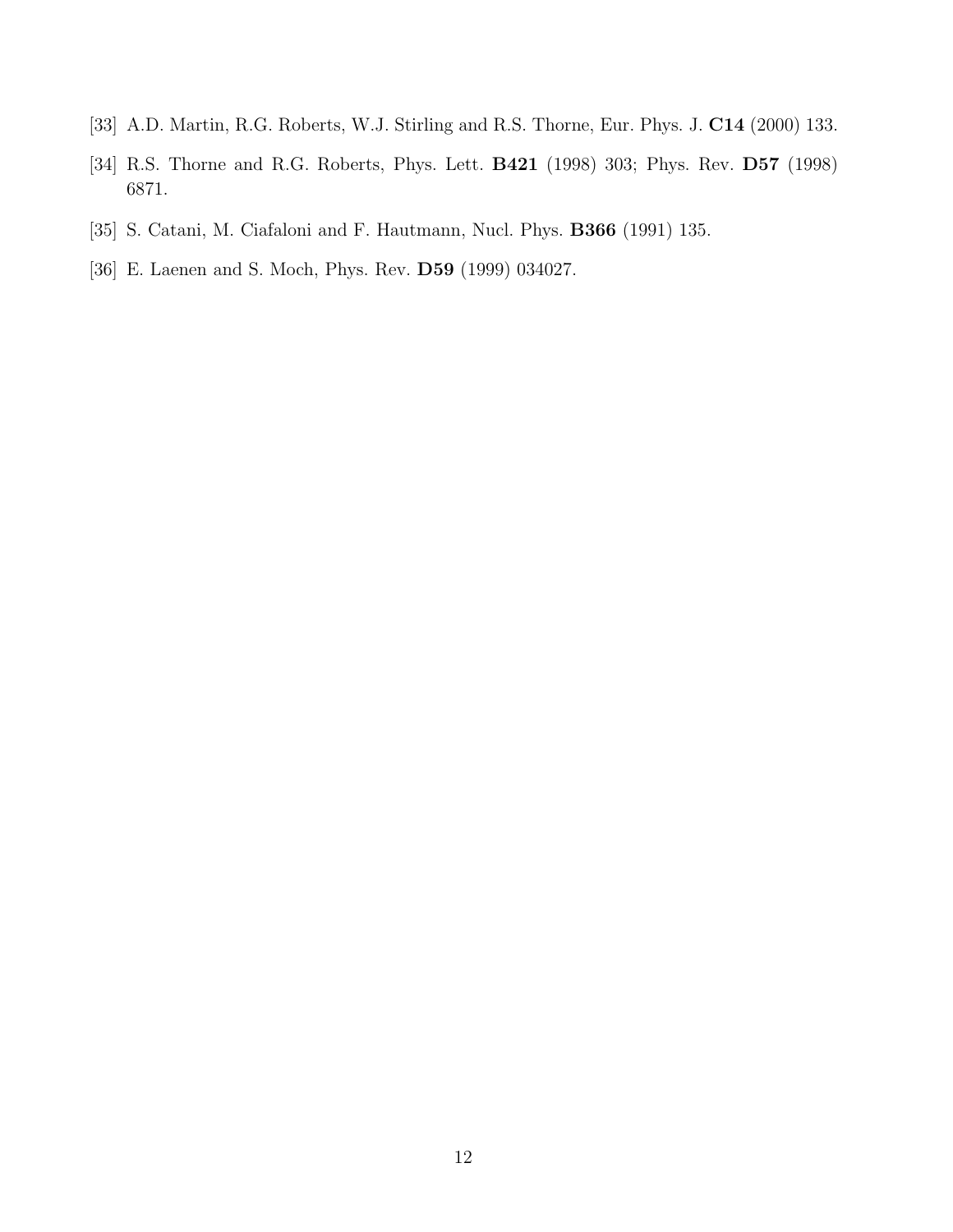[33] A.D. Martin, R.G. Roberts, W.J. Stirling and R.S. Thorne, Eur. Phys. J. **C14** (2000) 133.

[34] R.S. Thorne and R.G. Roberts, Phys. Lett. **B421** (1998) 303; Phys. Rev. **D57** (1998) 6871.

[35] S. Catani, M. Ciafaloni and F. Hautmann, Nucl. Phys. **B366** (1991) 135.

[36] E. Laenen and S. Moch, Phys. Rev. **D59** (1999) 034027.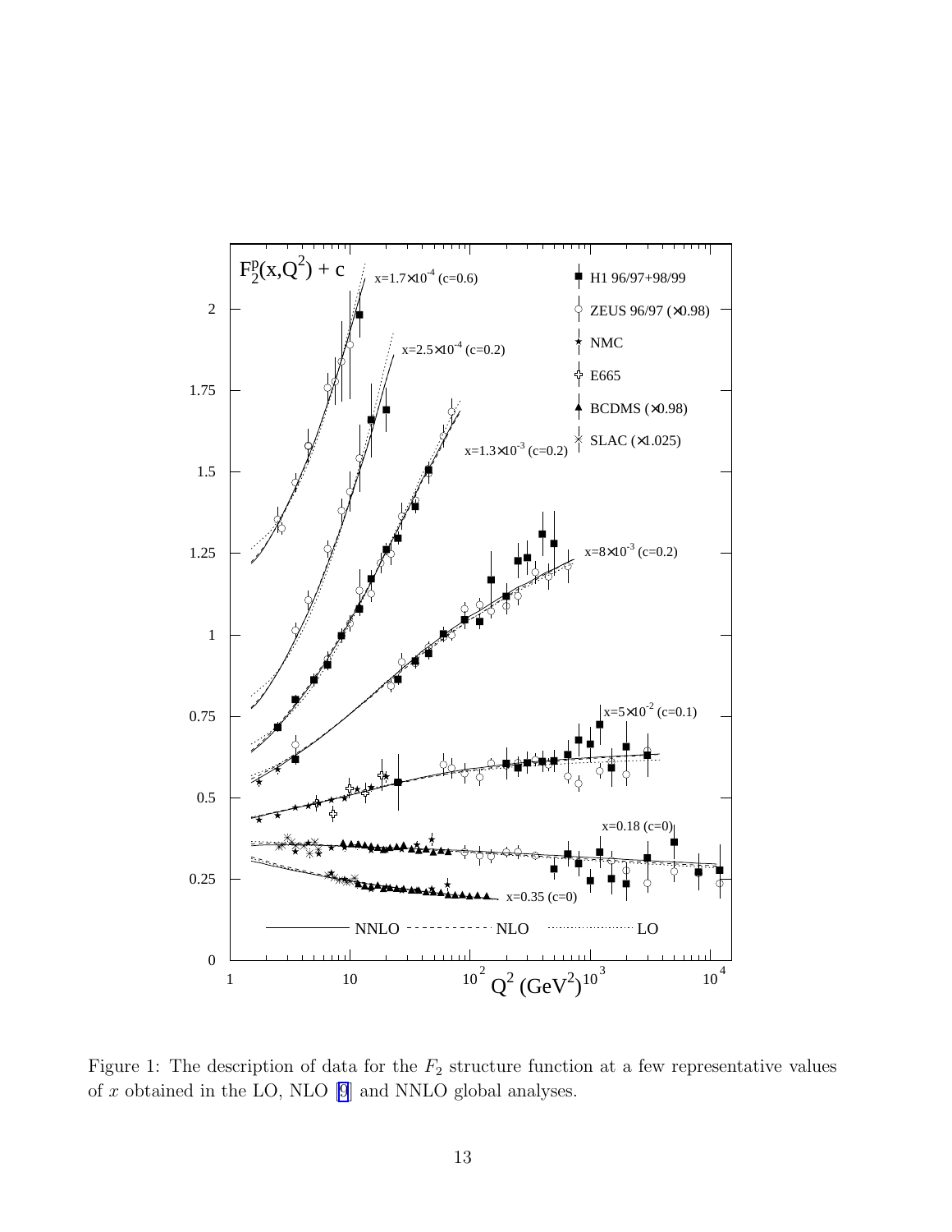Figure 1: The description of data for the $F_2$ structure function at a few representative values of $x$ obtained in the LO, NLO [9] and NNLO global analyses.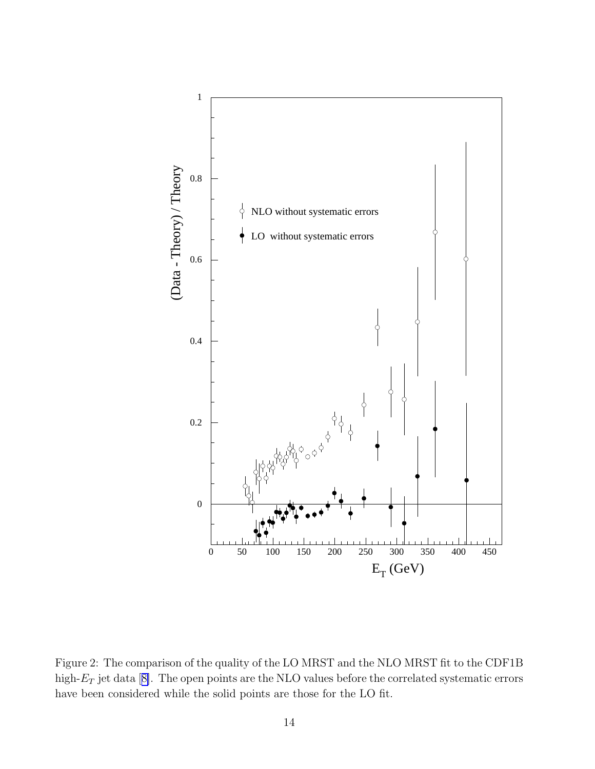Figure 2: The comparison of the quality of the LO MRST and the NLO MRST fit to the CDF1B high-$E_T$ jet data [8]. The open points are the NLO values before the correlated systematic errors have been considered while the solid points are those for the LO fit.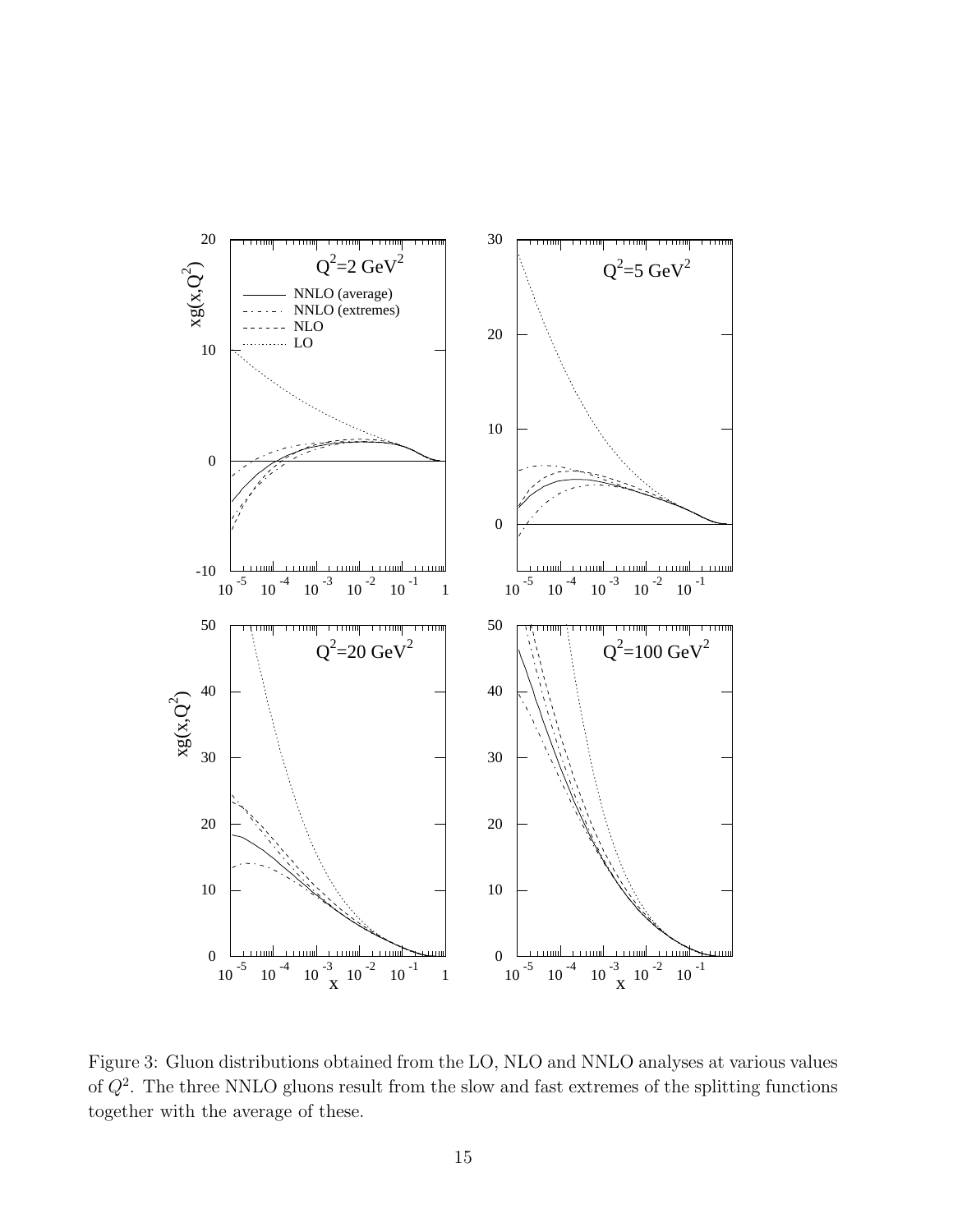Figure 3: Gluon distributions obtained from the LO, NLO and NNLO analyses at various values of $Q^2$. The three NNLO gluons result from the slow and fast extremes of the splitting functions together with the average of these.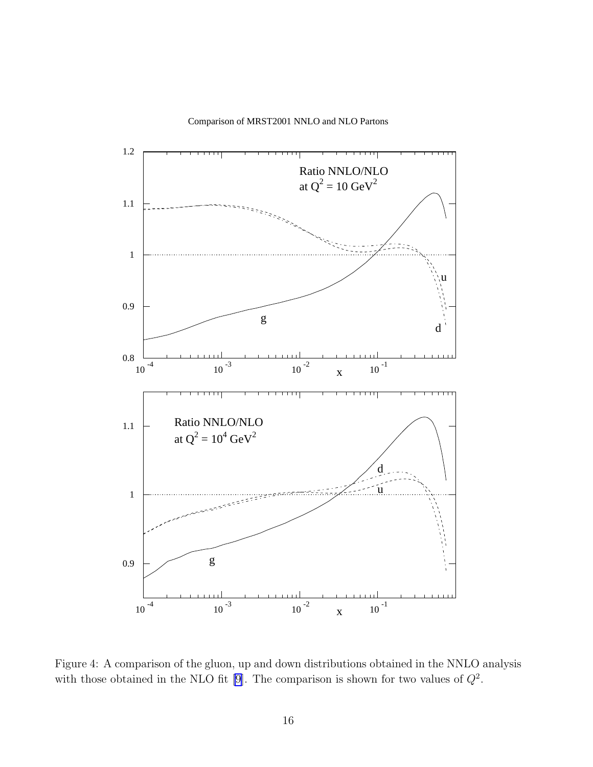Figure 4: A comparison of the gluon, up and down distributions obtained in the NNLO analysis with those obtained in the NLO fit [9]. The comparison is shown for two values of $Q^2$.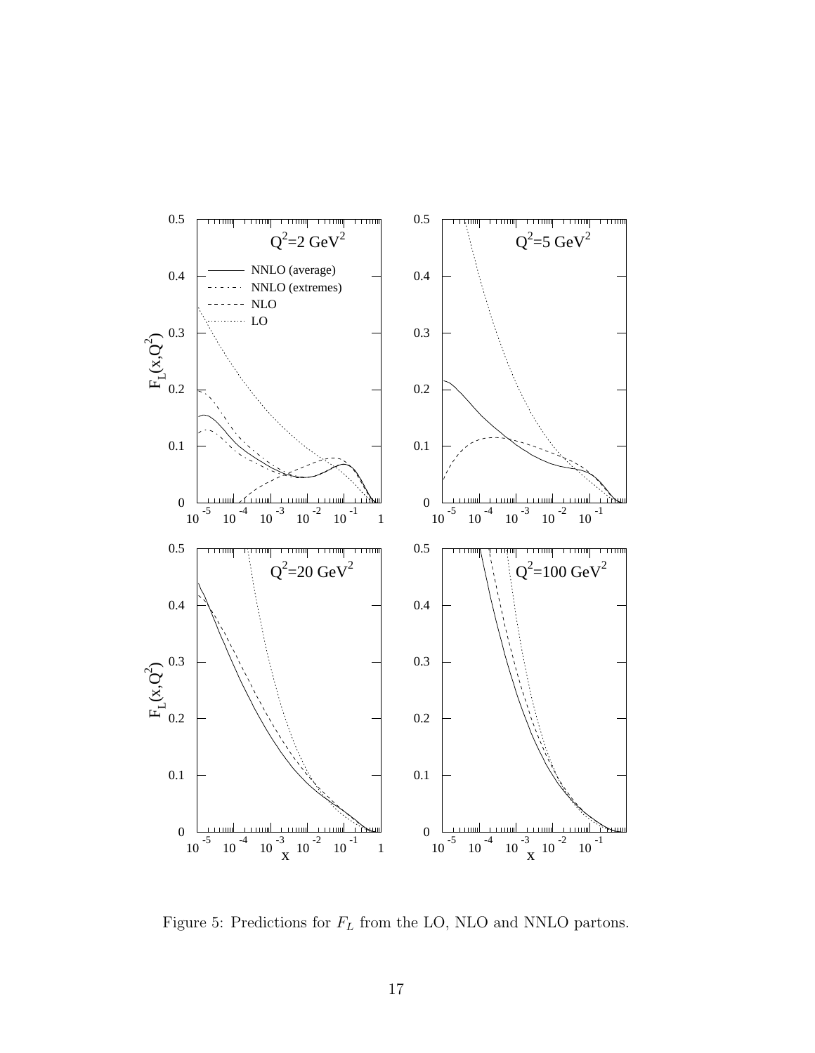Figure 5: Predictions for $F_L$ from the LO, NLO and NNLO partons.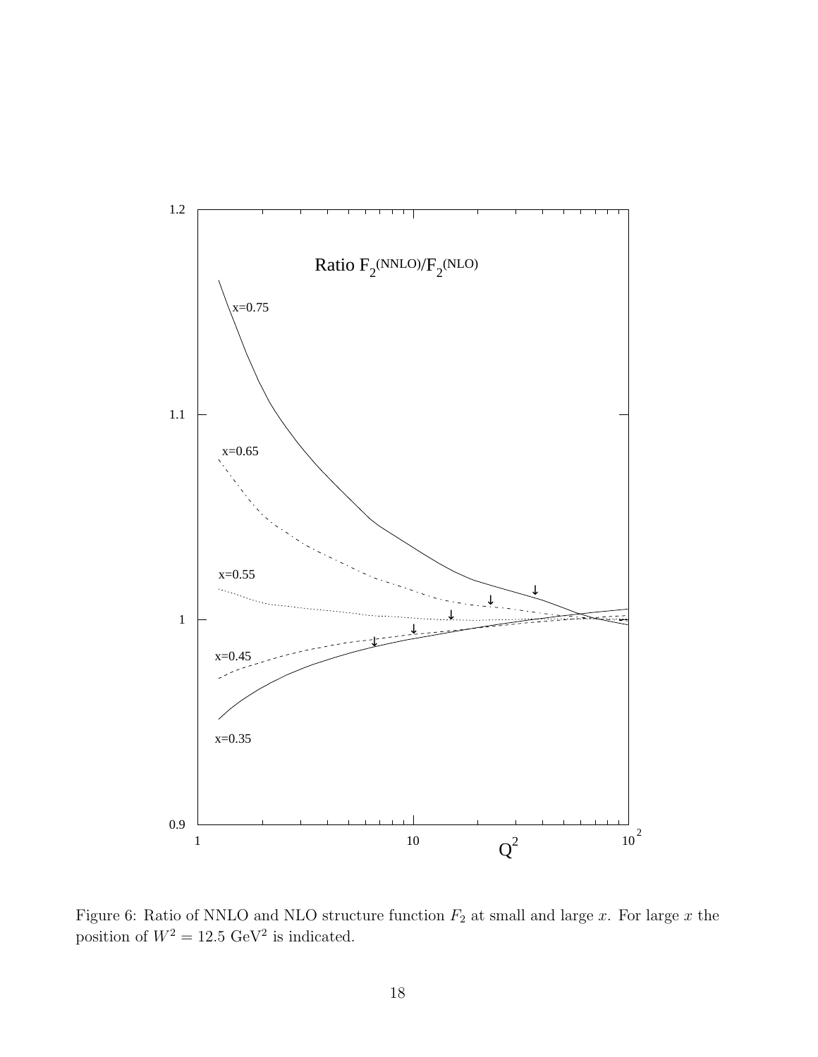Ratio $F_2^{(NNLO)}/F_2^{(NLO)}$

1.2

1.1

1

0.9

1

10

$10^2$

$Q^2$

x=0.75

x=0.65

x=0.55

x=0.45

x=0.35

Figure 6: Ratio of NNLO and NLO structure function $F_2$ at small and large $x$. For large $x$ the position of $W^2 = 12.5$ GeV$^2$ is indicated.